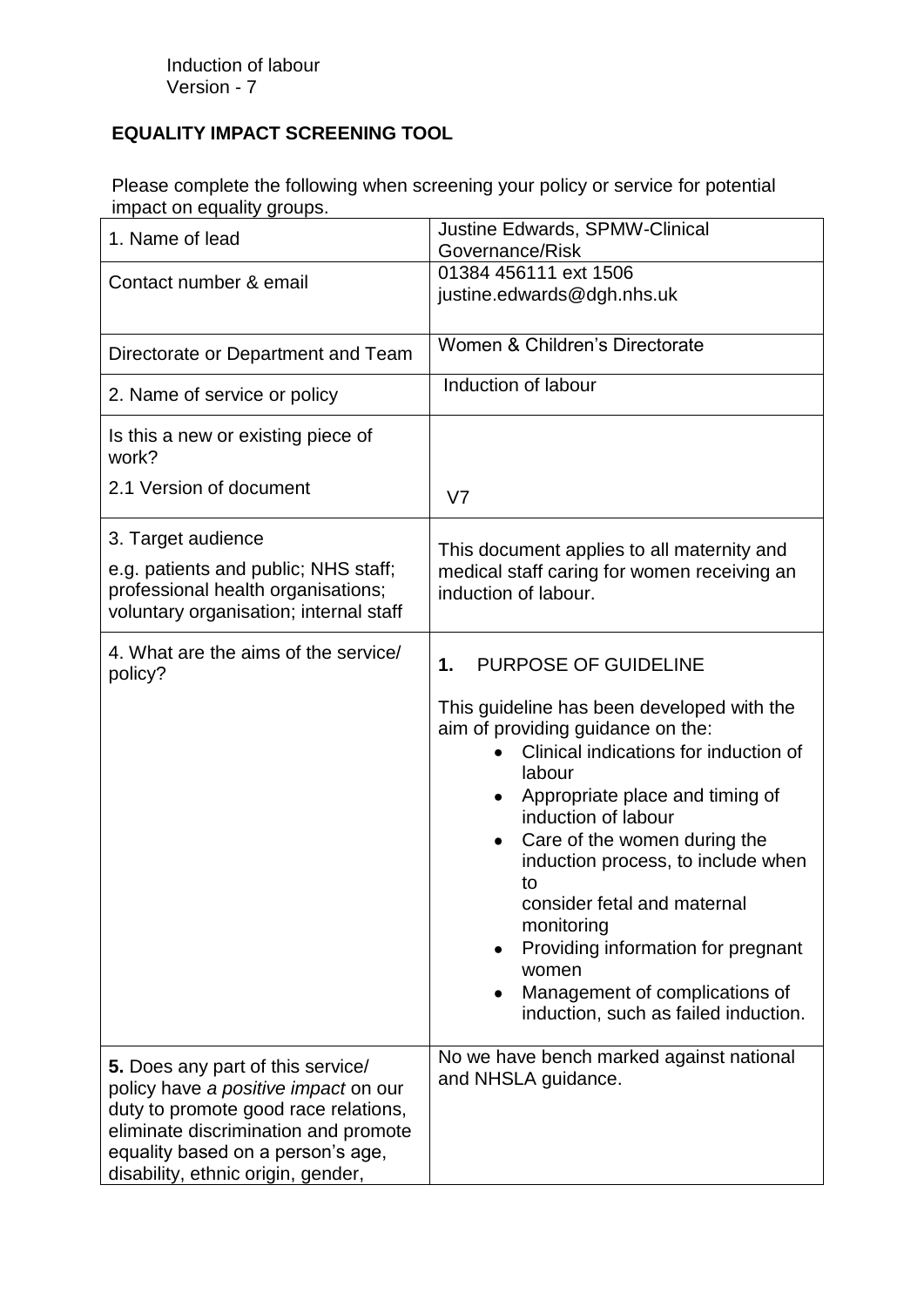Induction of labour
Version - 7

**EQUALITY IMPACT SCREENING TOOL**

Please complete the following when screening your policy or service for potential impact on equality groups.

| | |
|---|---|
| 1. Name of lead | Justine Edwards, SPMW-Clinical Governance/Risk |
| Contact number & email | 01384 456111 ext 1506<br>justine.edwards@dgh.nhs.uk |
| Directorate or Department and Team | Women & Children's Directorate |
| 2. Name of service or policy | Induction of labour |
| Is this a new or existing piece of work?<br><br>2.1 Version of document | <br><br>V7 |
| 3. Target audience<br>e.g. patients and public; NHS staff; professional health organisations; voluntary organisation; internal staff | This document applies to all maternity and medical staff caring for women receiving an induction of labour. |
| 4. What are the aims of the service/ policy? | **1. PURPOSE OF GUIDELINE**<br><br>This guideline has been developed with the aim of providing guidance on the:<br>• Clinical indications for induction of labour<br>• Appropriate place and timing of induction of labour<br>• Care of the women during the induction process, to include when to consider fetal and maternal monitoring<br>• Providing information for pregnant women<br>• Management of complications of induction, such as failed induction. |
| **5.** Does any part of this service/ policy have *a positive impact* on our duty to promote good race relations, eliminate discrimination and promote equality based on a person's age, disability, ethnic origin, gender, | No we have bench marked against national and NHSLA guidance. |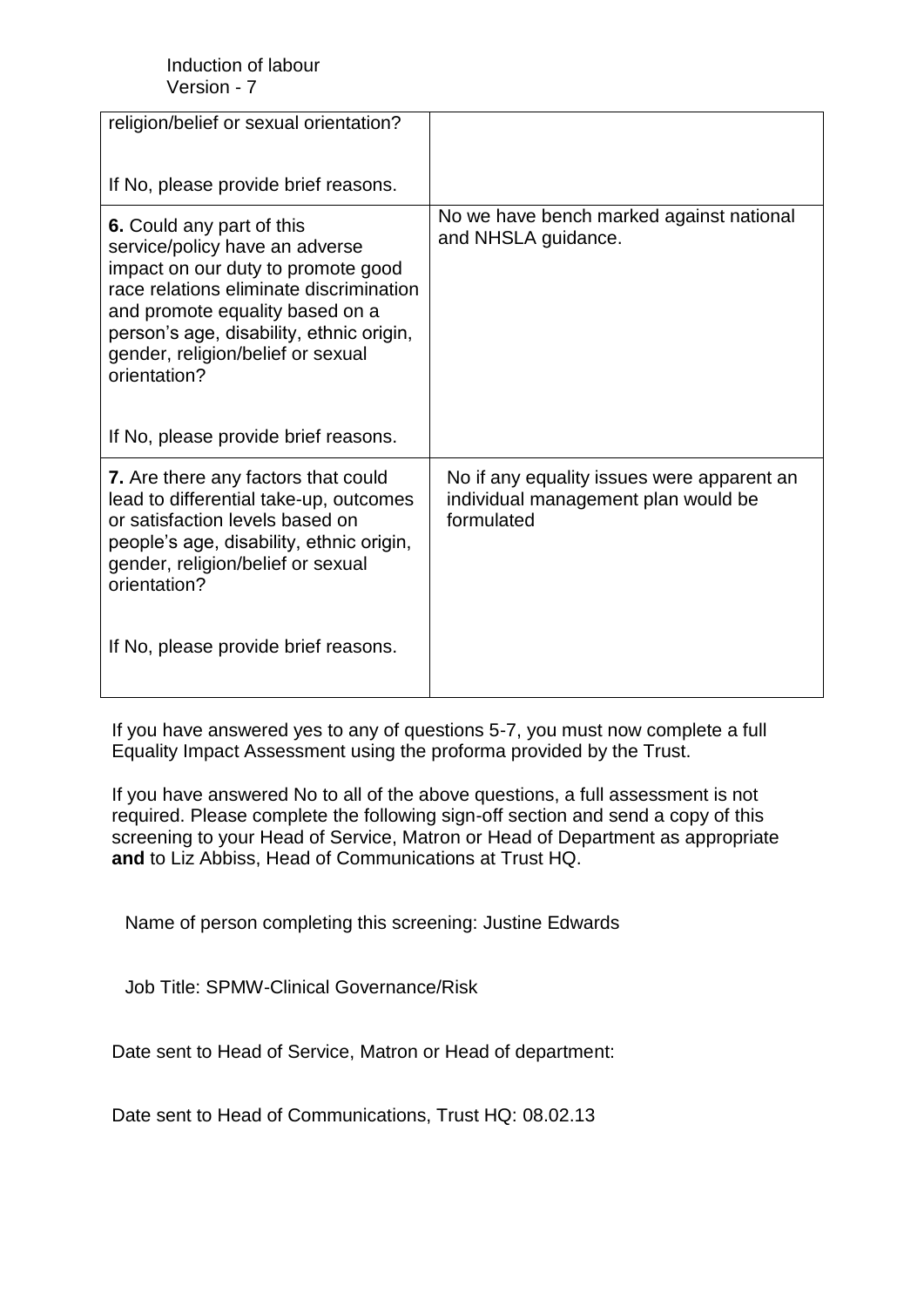| | |
|---|---|
| religion/belief or sexual orientation?<br><br>If No, please provide brief reasons. | |
| **6.** Could any part of this service/policy have an adverse impact on our duty to promote good race relations eliminate discrimination and promote equality based on a person's age, disability, ethnic origin, gender, religion/belief or sexual orientation?<br><br>If No, please provide brief reasons. | No we have bench marked against national and NHSLA guidance. |
| **7.** Are there any factors that could lead to differential take-up, outcomes or satisfaction levels based on people's age, disability, ethnic origin, gender, religion/belief or sexual orientation?<br><br>If No, please provide brief reasons. | No if any equality issues were apparent an individual management plan would be formulated |

If you have answered yes to any of questions 5-7, you must now complete a full Equality Impact Assessment using the proforma provided by the Trust.

If you have answered No to all of the above questions, a full assessment is not required. Please complete the following sign-off section and send a copy of this screening to your Head of Service, Matron or Head of Department as appropriate **and** to Liz Abbiss, Head of Communications at Trust HQ.

Name of person completing this screening: Justine Edwards

Job Title: SPMW-Clinical Governance/Risk

Date sent to Head of Service, Matron or Head of department:

Date sent to Head of Communications, Trust HQ: 08.02.13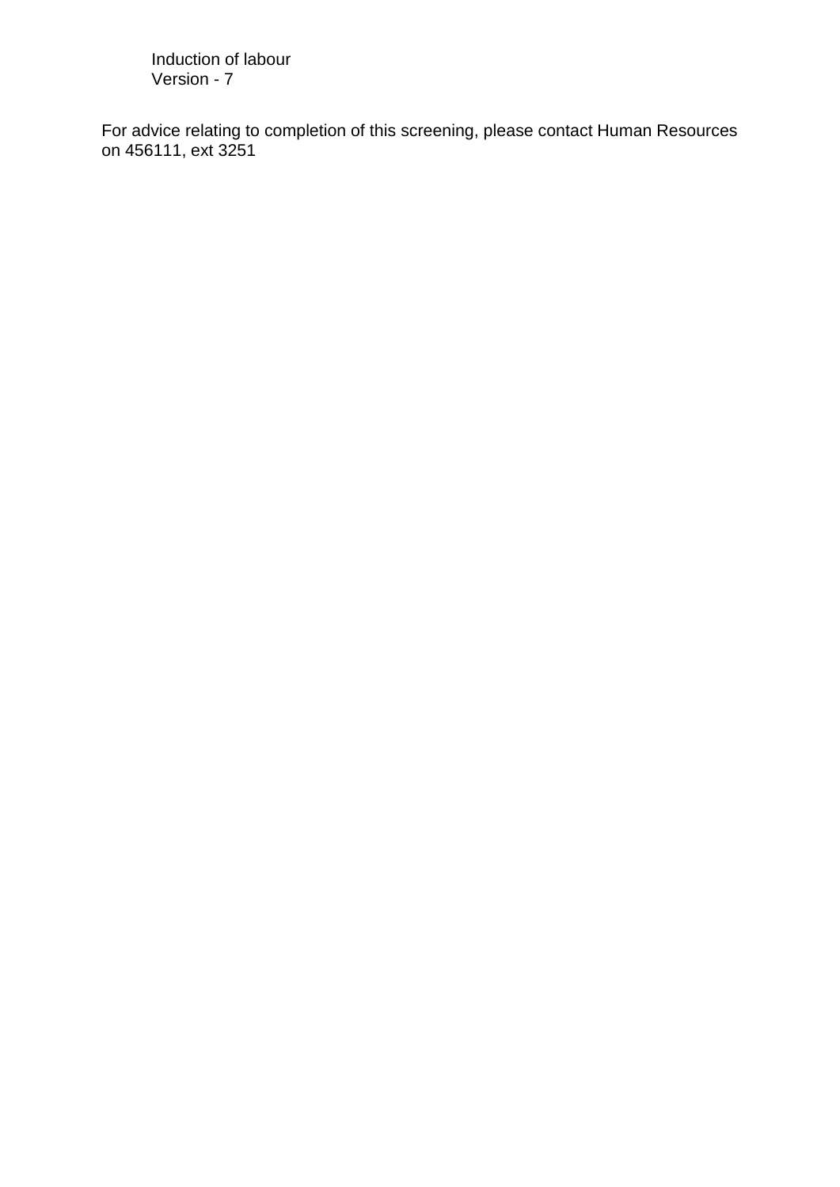Induction of labour
Version - 7

For advice relating to completion of this screening, please contact Human Resources on 456111, ext 3251